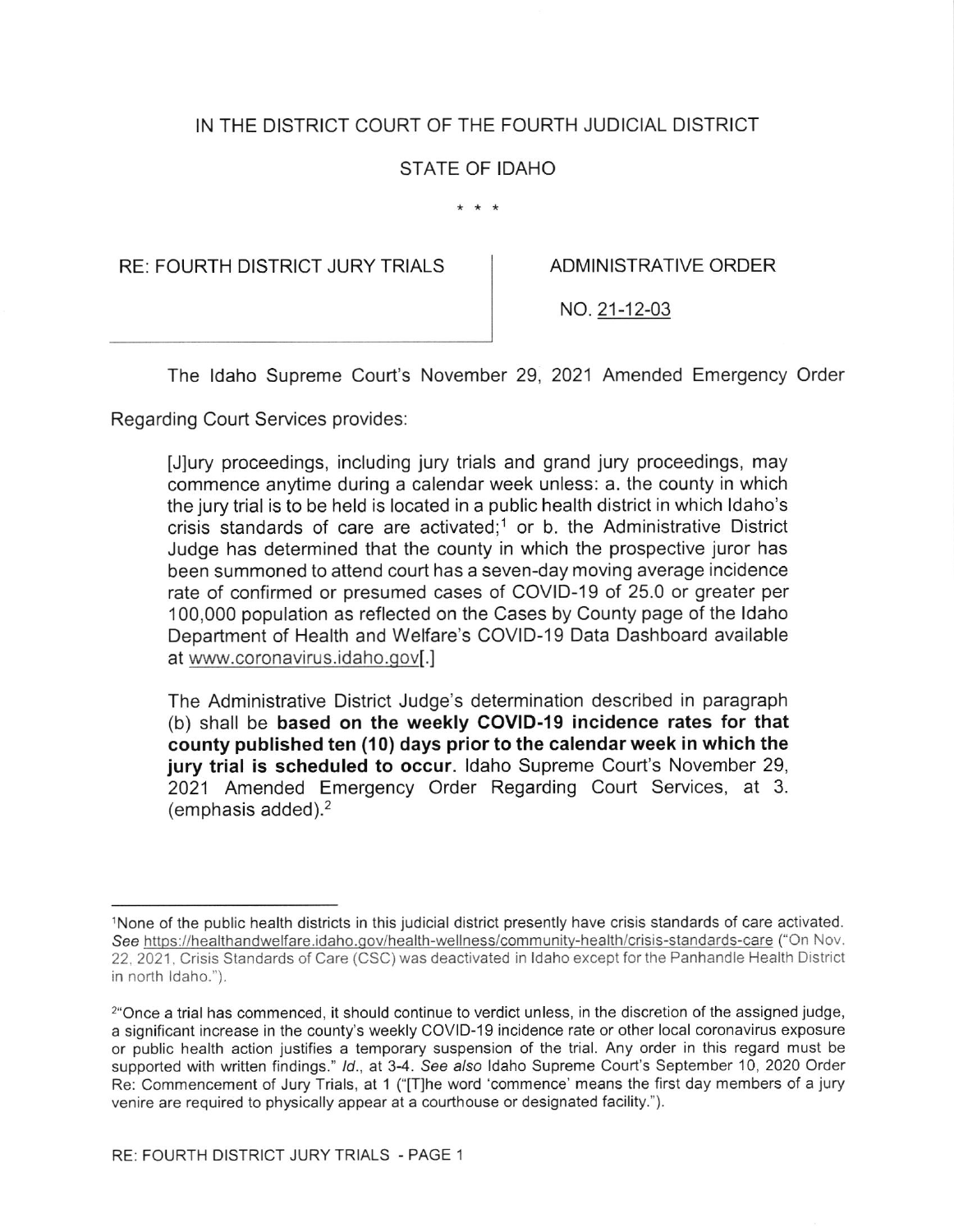IN THE DISTRICT COURT OF THE FOURTH JUDICIAL DISTRICT

STATE OF IDAHO

\* \* \*

| RE: FOURTH DISTRICT JURY TRIALS | ADMINISTRATIVE ORDER |
| --- | --- |
| | NO. 21-12-03 |

The Idaho Supreme Court's November 29, 2021 Amended Emergency Order Regarding Court Services provides:

> [J]ury proceedings, including jury trials and grand jury proceedings, may commence anytime during a calendar week unless: a. the county in which the jury trial is to be held is located in a public health district in which Idaho's crisis standards of care are activated;[1] or b. the Administrative District Judge has determined that the county in which the prospective juror has been summoned to attend court has a seven-day moving average incidence rate of confirmed or presumed cases of COVID-19 of 25.0 or greater per 100,000 population as reflected on the Cases by County page of the Idaho Department of Health and Welfare's COVID-19 Data Dashboard available at www.coronavirus.idaho.gov[.]
>
> The Administrative District Judge's determination described in paragraph (b) shall be **based on the weekly COVID-19 incidence rates for that county published ten (10) days prior to the calendar week in which the jury trial is scheduled to occur**. Idaho Supreme Court's November 29, 2021 Amended Emergency Order Regarding Court Services, at 3. (emphasis added).[2]

---

[1] None of the public health districts in this judicial district presently have crisis standards of care activated. *See* https://healthandwelfare.idaho.gov/health-wellness/community-health/crisis-standards-care ("On Nov. 22, 2021, Crisis Standards of Care (CSC) was deactivated in Idaho except for the Panhandle Health District in north Idaho.").

[2] "Once a trial has commenced, it should continue to verdict unless, in the discretion of the assigned judge, a significant increase in the county's weekly COVID-19 incidence rate or other local coronavirus exposure or public health action justifies a temporary suspension of the trial. Any order in this regard must be supported with written findings." *Id.*, at 3-4. *See also* Idaho Supreme Court's September 10, 2020 Order Re: Commencement of Jury Trials, at 1 ("[T]he word 'commence' means the first day members of a jury venire are required to physically appear at a courthouse or designated facility.").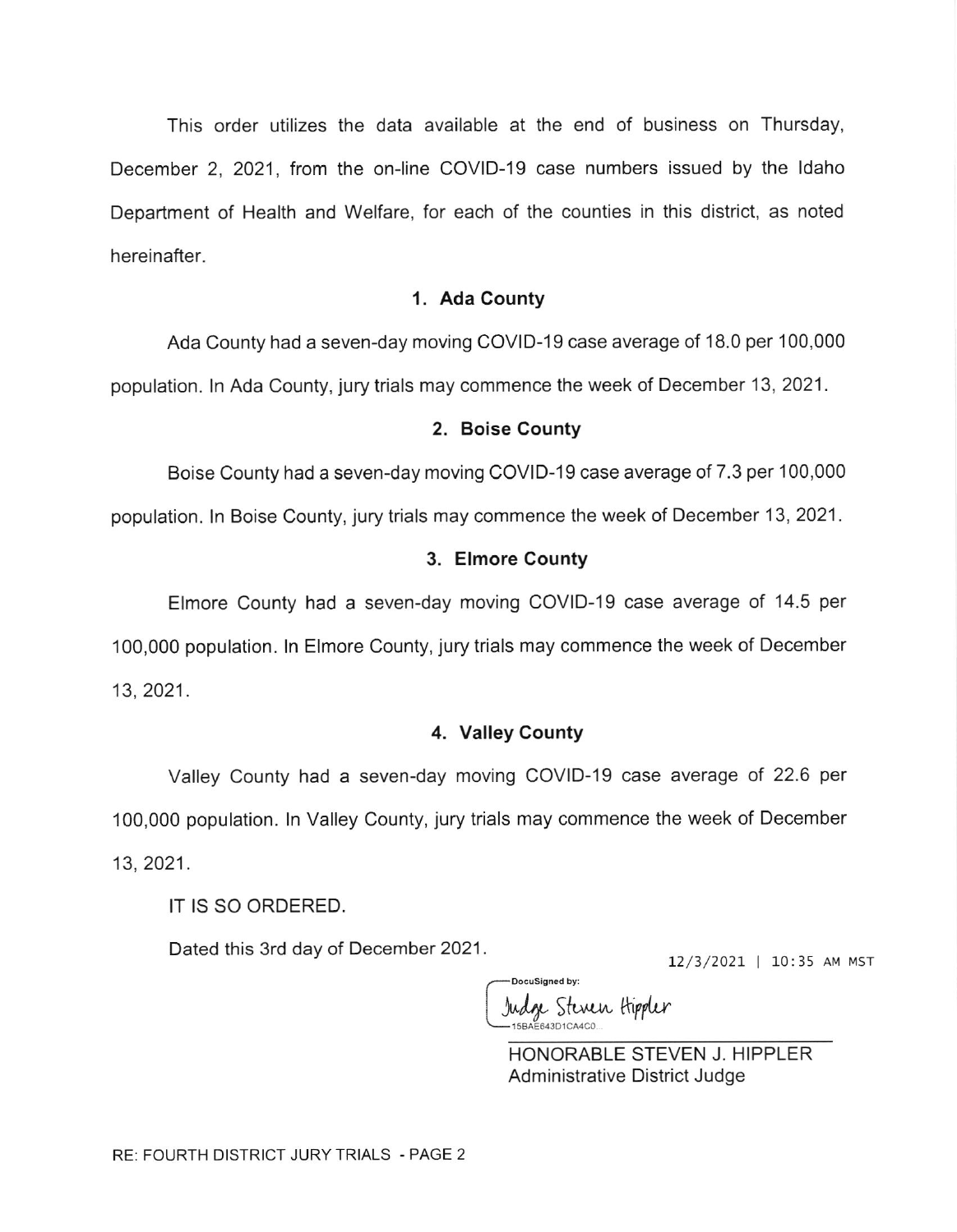This order utilizes the data available at the end of business on Thursday, December 2, 2021, from the on-line COVID-19 case numbers issued by the Idaho Department of Health and Welfare, for each of the counties in this district, as noted hereinafter.

### 1. Ada County

Ada County had a seven-day moving COVID-19 case average of 18.0 per 100,000 population. In Ada County, jury trials may commence the week of December 13, 2021.

### 2. Boise County

Boise County had a seven-day moving COVID-19 case average of 7.3 per 100,000 population. In Boise County, jury trials may commence the week of December 13, 2021.

### 3. Elmore County

Elmore County had a seven-day moving COVID-19 case average of 14.5 per 100,000 population. In Elmore County, jury trials may commence the week of December 13, 2021.

### 4. Valley County

Valley County had a seven-day moving COVID-19 case average of 22.6 per 100,000 population. In Valley County, jury trials may commence the week of December 13, 2021.

IT IS SO ORDERED.

Dated this 3rd day of December 2021.

12/3/2021 | 10:35 AM MST

DocuSigned by:
Judge Steven Hippler
15BAE643D1CA4C0...

HONORABLE STEVEN J. HIPPLER
Administrative District Judge

RE: FOURTH DISTRICT JURY TRIALS - PAGE 2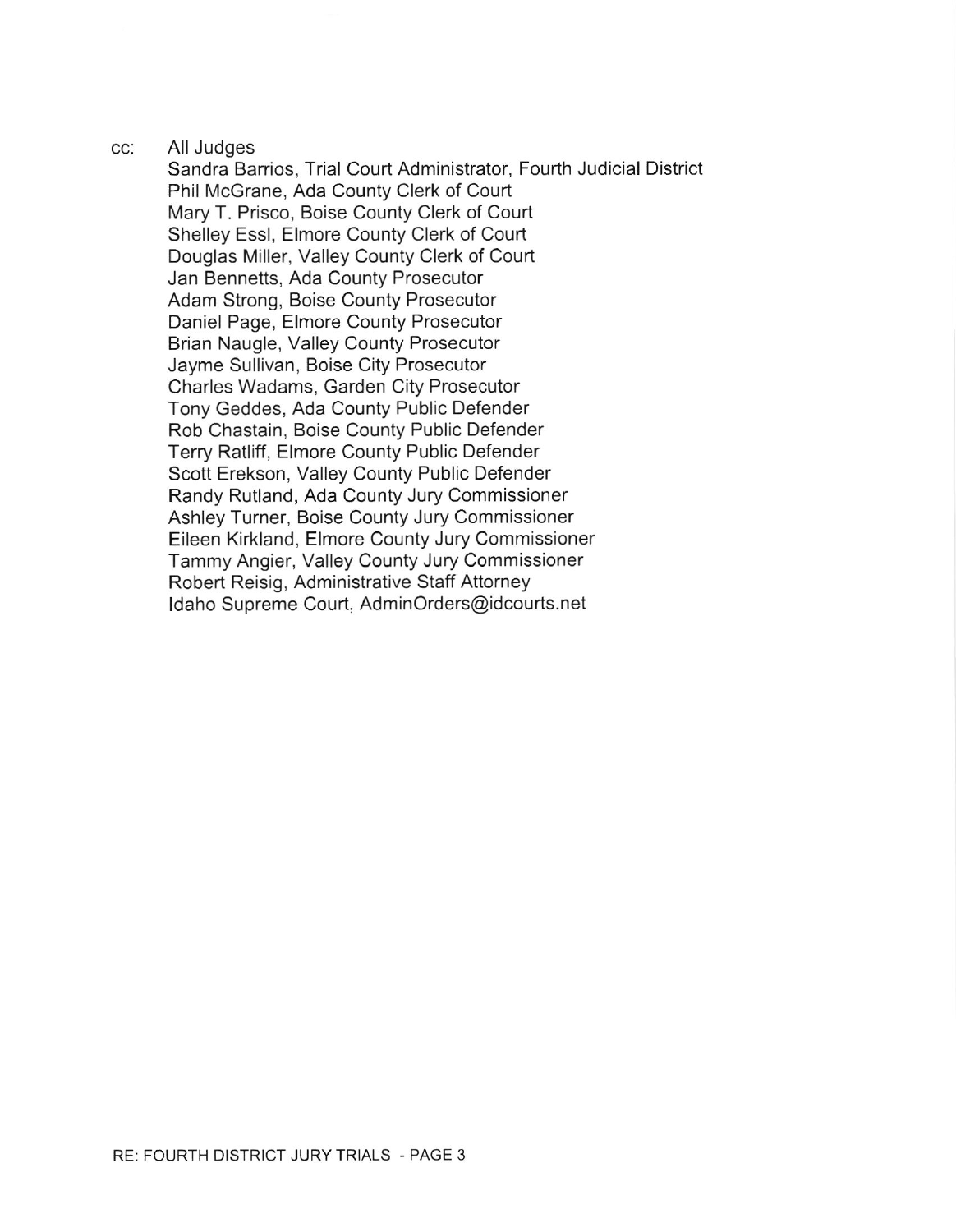cc: All Judges
Sandra Barrios, Trial Court Administrator, Fourth Judicial District
Phil McGrane, Ada County Clerk of Court
Mary T. Prisco, Boise County Clerk of Court
Shelley Essl, Elmore County Clerk of Court
Douglas Miller, Valley County Clerk of Court
Jan Bennetts, Ada County Prosecutor
Adam Strong, Boise County Prosecutor
Daniel Page, Elmore County Prosecutor
Brian Naugle, Valley County Prosecutor
Jayme Sullivan, Boise City Prosecutor
Charles Wadams, Garden City Prosecutor
Tony Geddes, Ada County Public Defender
Rob Chastain, Boise County Public Defender
Terry Ratliff, Elmore County Public Defender
Scott Erekson, Valley County Public Defender
Randy Rutland, Ada County Jury Commissioner
Ashley Turner, Boise County Jury Commissioner
Eileen Kirkland, Elmore County Jury Commissioner
Tammy Angier, Valley County Jury Commissioner
Robert Reisig, Administrative Staff Attorney
Idaho Supreme Court, AdminOrders@idcourts.net